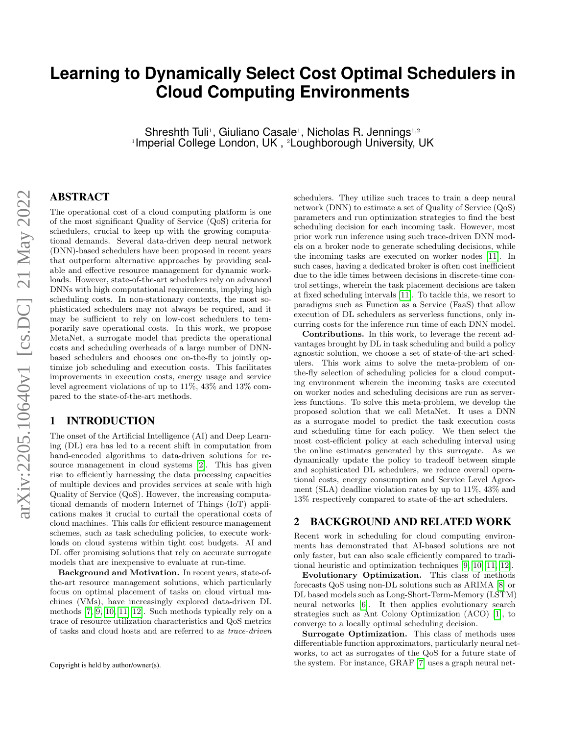# Learning to Dynamically Select Cost Optimal Schedulers in Cloud Computing Environments

Shreshth Tuli[1], Giuliano Casale[1], Nicholas R. Jennings[1,2]
[1]Imperial College London, UK , [2]Loughborough University, UK

## ABSTRACT

The operational cost of a cloud computing platform is one of the most significant Quality of Service (QoS) criteria for schedulers, crucial to keep up with the growing computational demands. Several data-driven deep neural network (DNN)-based schedulers have been proposed in recent years that outperform alternative approaches by providing scalable and effective resource management for dynamic workloads. However, state-of-the-art schedulers rely on advanced DNNs with high computational requirements, implying high scheduling costs. In non-stationary contexts, the most sophisticated schedulers may not always be required, and it may be sufficient to rely on low-cost schedulers to temporarily save operational costs. In this work, we propose MetaNet, a surrogate model that predicts the operational costs and scheduling overheads of a large number of DNN-based schedulers and chooses one on-the-fly to jointly optimize job scheduling and execution costs. This facilitates improvements in execution costs, energy usage and service level agreement violations of up to 11%, 43% and 13% compared to the state-of-the-art methods.

## 1 INTRODUCTION

The onset of the Artificial Intelligence (AI) and Deep Learning (DL) era has led to a recent shift in computation from hand-encoded algorithms to data-driven solutions for resource management in cloud systems [2]. This has given rise to efficiently harnessing the data processing capacities of multiple devices and provides services at scale with high Quality of Service (QoS). However, the increasing computational demands of modern Internet of Things (IoT) applications makes it crucial to curtail the operational costs of cloud machines. This calls for efficient resource management schemes, such as task scheduling policies, to execute workloads on cloud systems within tight cost budgets. AI and DL offer promising solutions that rely on accurate surrogate models that are inexpensive to evaluate at run-time.

**Background and Motivation.** In recent years, state-of-the-art resource management solutions, which particularly focus on optimal placement of tasks on cloud virtual machines (VMs), have increasingly explored data-driven DL methods [7, 9, 10, 11, 12]. Such methods typically rely on a trace of resource utilization characteristics and QoS metrics of tasks and cloud hosts and are referred to as *trace-driven* schedulers. They utilize such traces to train a deep neural network (DNN) to estimate a set of Quality of Service (QoS) parameters and run optimization strategies to find the best scheduling decision for each incoming task. However, most prior work run inference using such trace-driven DNN models on a broker node to generate scheduling decisions, while the incoming tasks are executed on worker nodes [11]. In such cases, having a dedicated broker is often cost inefficient due to the idle times between decisions in discrete-time control settings, wherein the task placement decisions are taken at fixed scheduling intervals [11]. To tackle this, we resort to paradigms such as Function as a Service (FaaS) that allow execution of DL schedulers as serverless functions, only incurring costs for the inference run time of each DNN model.

**Contributions.** In this work, to leverage the recent advantages brought by DL in task scheduling and build a policy agnostic solution, we choose a set of state-of-the-art schedulers. This work aims to solve the meta-problem of on-the-fly selection of scheduling policies for a cloud computing environment wherein the incoming tasks are executed on worker nodes and scheduling decisions are run as serverless functions. To solve this meta-problem, we develop the proposed solution that we call MetaNet. It uses a DNN as a surrogate model to predict the task execution costs and scheduling time for each policy. We then select the most cost-efficient policy at each scheduling interval using the online estimates generated by this surrogate. As we dynamically update the policy to tradeoff between simple and sophisticated DL schedulers, we reduce overall operational costs, energy consumption and Service Level Agreement (SLA) deadline violation rates by up to 11%, 43% and 13% respectively compared to state-of-the-art schedulers.

## 2 BACKGROUND AND RELATED WORK

Recent work in scheduling for cloud computing environments has demonstrated that AI-based solutions are not only faster, but can also scale efficiently compared to traditional heuristic and optimization techniques [9, 10, 11, 12].

**Evolutionary Optimization.** This class of methods forecasts QoS using non-DL solutions such as ARIMA [8] or DL based models such as Long-Short-Term-Memory (LSTM) neural networks [6]. It then applies evolutionary search strategies such as Ant Colony Optimization (ACO) [1], to converge to a locally optimal scheduling decision.

**Surrogate Optimization.** This class of methods uses differentiable function approximators, particularly neural networks, to act as surrogates of the QoS for a future state of the system. For instance, GRAF [7] uses a graph neural net-

Copyright is held by author/owner(s).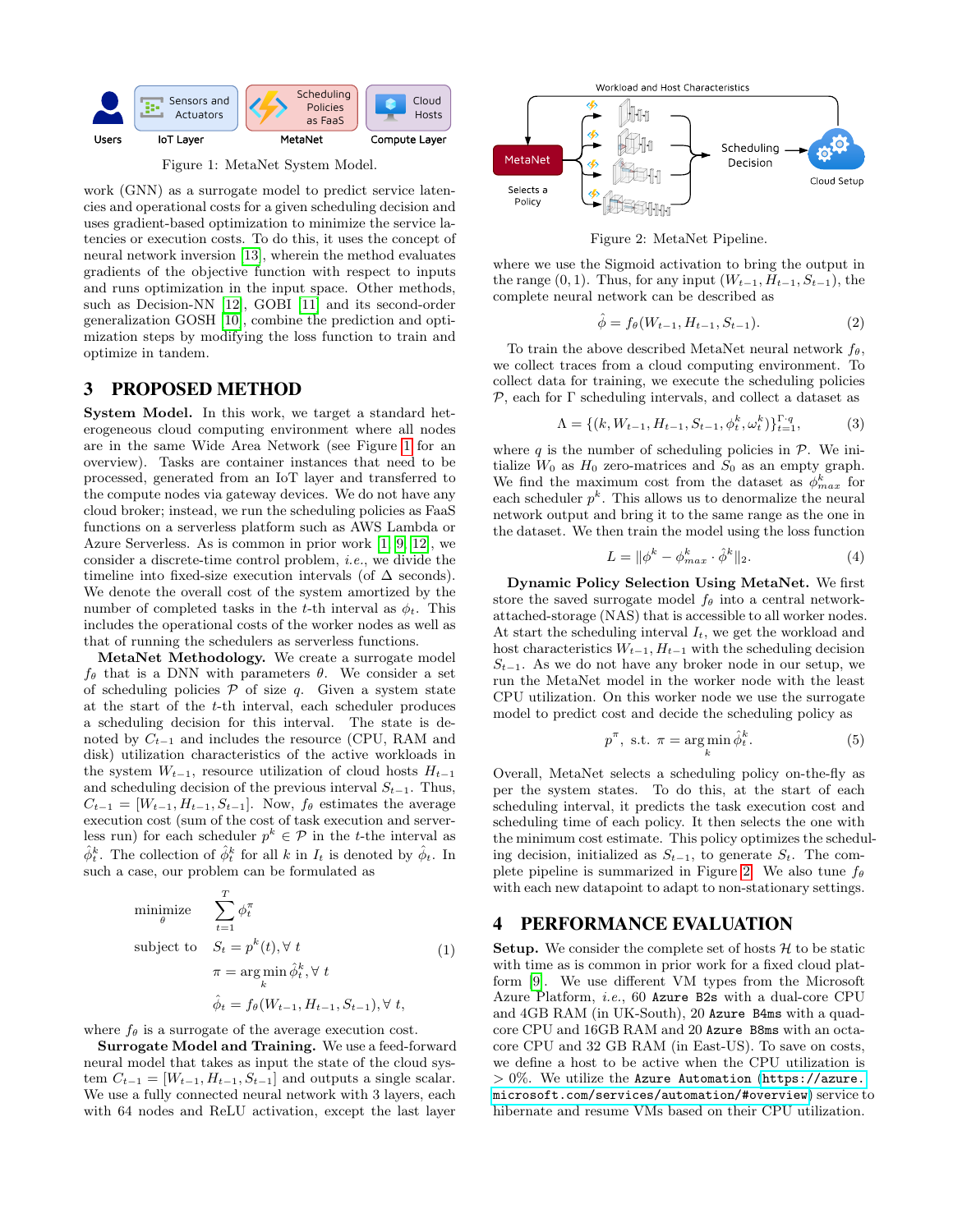Figure 1: MetaNet System Model.

work (GNN) as a surrogate model to predict service latencies and operational costs for a given scheduling decision and uses gradient-based optimization to minimize the service latencies or execution costs. To do this, it uses the concept of neural network inversion [13], wherein the method evaluates gradients of the objective function with respect to inputs and runs optimization in the input space. Other methods, such as Decision-NN [12], GOBI [11] and its second-order generalization GOSH [10], combine the prediction and optimization steps by modifying the loss function to train and optimize in tandem.

## 3 PROPOSED METHOD

**System Model.** In this work, we target a standard heterogeneous cloud computing environment where all nodes are in the same Wide Area Network (see Figure 1 for an overview). Tasks are container instances that need to be processed, generated from an IoT layer and transferred to the compute nodes via gateway devices. We do not have any cloud broker; instead, we run the scheduling policies as FaaS functions on a serverless platform such as AWS Lambda or Azure Serverless. As is common in prior work [1, 9, 12], we consider a discrete-time control problem, *i.e.*, we divide the timeline into fixed-size execution intervals (of $\Delta$ seconds). We denote the overall cost of the system amortized by the number of completed tasks in the $t$-th interval as $\phi_t$. This includes the operational costs of the worker nodes as well as that of running the schedulers as serverless functions.

**MetaNet Methodology.** We create a surrogate model $f_\theta$ that is a DNN with parameters $\theta$. We consider a set of scheduling policies $\mathcal{P}$ of size $q$. Given a system state at the start of the $t$-th interval, each scheduler produces a scheduling decision for this interval. The state is denoted by $C_{t-1}$ and includes the resource (CPU, RAM and disk) utilization characteristics of the active workloads in the system $W_{t-1}$, resource utilization of cloud hosts $H_{t-1}$ and scheduling decision of the previous interval $S_{t-1}$. Thus, $C_{t-1} = [W_{t-1}, H_{t-1}, S_{t-1}]$. Now, $f_\theta$ estimates the average execution cost (sum of the cost of task execution and serverless run) for each scheduler $p^k \in \mathcal{P}$ in the $t$-the interval as $\hat{\phi}_t^k$. The collection of $\hat{\phi}_t^k$ for all $k$ in $I_t$ is denoted by $\hat{\phi}_t$. In such a case, our problem can be formulated as

$$
\begin{aligned}
\underset{\theta}{\text{minimize}} \quad & \sum_{t=1}^{T} \phi_t^\pi \\
\text{subject to} \quad & S_t = p^k(t), \forall\ t \\
& \pi = \arg\min_k \hat{\phi}_t^k, \forall\ t \\
& \hat{\phi}_t = f_\theta(W_{t-1}, H_{t-1}, S_{t-1}), \forall\ t,
\end{aligned}
\tag{1}
$$

where $f_\theta$ is a surrogate of the average execution cost.

**Surrogate Model and Training.** We use a feed-forward neural model that takes as input the state of the cloud system $C_{t-1} = [W_{t-1}, H_{t-1}, S_{t-1}]$ and outputs a single scalar. We use a fully connected neural network with 3 layers, each with 64 nodes and ReLU activation, except the last layer where we use the Sigmoid activation to bring the output in the range $(0, 1)$. Thus, for any input $(W_{t-1}, H_{t-1}, S_{t-1})$, the complete neural network can be described as

$$
\hat{\phi} = f_\theta(W_{t-1}, H_{t-1}, S_{t-1}). \tag{2}
$$

To train the above described MetaNet neural network $f_\theta$, we collect traces from a cloud computing environment. To collect data for training, we execute the scheduling policies $\mathcal{P}$, each for $\Gamma$ scheduling intervals, and collect a dataset as

$$
\Lambda = \{(k, W_{t-1}, H_{t-1}, S_{t-1}, \phi_t^k, \omega_t^k)\}_{t=1}^{\Gamma \cdot q}, \tag{3}
$$

where $q$ is the number of scheduling policies in $\mathcal{P}$. We initialize $W_0$ as $H_0$ zero-matrices and $S_0$ as an empty graph. We find the maximum cost from the dataset as $\phi_{max}^k$ for each scheduler $p^k$. This allows us to denormalize the neural network output and bring it to the same range as the one in the dataset. We then train the model using the loss function

$$
L = \|\phi^k - \phi_{max}^k \cdot \hat{\phi}^k\|_2. \tag{4}
$$

**Dynamic Policy Selection Using MetaNet.** We first store the saved surrogate model $f_\theta$ into a central network-attached-storage (NAS) that is accessible to all worker nodes. At start the scheduling interval $I_t$, we get the workload and host characteristics $W_{t-1}, H_{t-1}$ with the scheduling decision $S_{t-1}$. As we do not have any broker node in our setup, we run the MetaNet model in the worker node with the least CPU utilization. On this worker node we use the surrogate model to predict cost and decide the scheduling policy as

$$
p^\pi, \text{ s.t. } \pi = \arg\min_k \hat{\phi}_t^k. \tag{5}
$$

Overall, MetaNet selects a scheduling policy on-the-fly as per the system states. To do this, at the start of each scheduling interval, it predicts the task execution cost and scheduling time of each policy. It then selects the one with the minimum cost estimate. This policy optimizes the scheduling decision, initialized as $S_{t-1}$, to generate $S_t$. The complete pipeline is summarized in Figure 2. We also tune $f_\theta$ with each new datapoint to adapt to non-stationary settings.

Figure 2: MetaNet Pipeline.

## 4 PERFORMANCE EVALUATION

**Setup.** We consider the complete set of hosts $\mathcal{H}$ to be static with time as is common in prior work for a fixed cloud platform [9]. We use different VM types from the Microsoft Azure Platform, *i.e.*, 60 `Azure B2s` with a dual-core CPU and 4GB RAM (in UK-South), 20 `Azure B4ms` with a quad-core CPU and 16GB RAM and 20 `Azure B8ms` with an octa-core CPU and 32 GB RAM (in East-US). To save on costs, we define a host to be active when the CPU utilization is $> 0\%$. We utilize the `Azure Automation` (`https://azure.microsoft.com/services/automation/#overview`) service to hibernate and resume VMs based on their CPU utilization.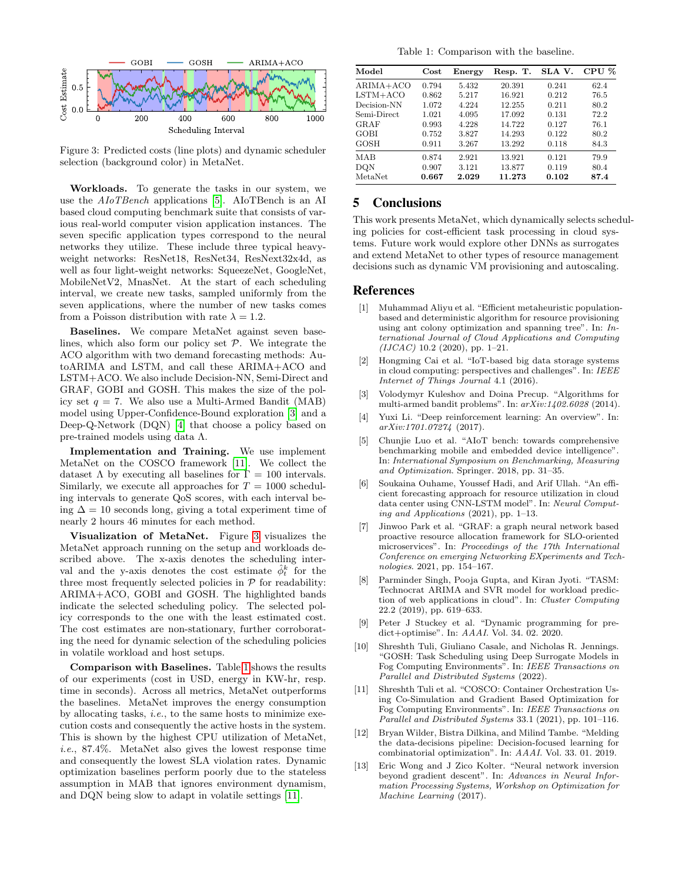GOBI GOSH ARIMA+ACO

Cost Estimate

0.5

0.0

0 200 400 600 800 1000

Scheduling Interval

Figure 3: Predicted costs (line plots) and dynamic scheduler selection (background color) in MetaNet.

**Workloads.** To generate the tasks in our system, we use the *AIoTBench* applications [5]. AIoTBench is an AI based cloud computing benchmark suite that consists of various real-world computer vision application instances. The seven specific application types correspond to the neural networks they utilize. These include three typical heavy-weight networks: ResNet18, ResNet34, ResNext32x4d, as well as four light-weight networks: SqueezeNet, GoogleNet, MobileNetV2, MnasNet. At the start of each scheduling interval, we create new tasks, sampled uniformly from the seven applications, where the number of new tasks comes from a Poisson distribution with rate $\lambda = 1.2$.

**Baselines.** We compare MetaNet against seven baselines, which also form our policy set $\mathcal{P}$. We integrate the ACO algorithm with two demand forecasting methods: AutoARIMA and LSTM, and call these ARIMA+ACO and LSTM+ACO. We also include Decision-NN, Semi-Direct and GRAF, GOBI and GOSH. This makes the size of the policy set $q = 7$. We also use a Multi-Armed Bandit (MAB) model using Upper-Confidence-Bound exploration [3] and a Deep-Q-Network (DQN) [4] that choose a policy based on pre-trained models using data $\Lambda$.

**Implementation and Training.** We use implement MetaNet on the COSCO framework [11]. We collect the dataset $\Lambda$ by executing all baselines for $\Gamma = 100$ intervals. Similarly, we execute all approaches for $T = 1000$ scheduling intervals to generate QoS scores, with each interval being $\Delta = 10$ seconds long, giving a total experiment time of nearly 2 hours 46 minutes for each method.

**Visualization of MetaNet.** Figure 3 visualizes the MetaNet approach running on the setup and workloads described above. The x-axis denotes the scheduling interval and the y-axis denotes the cost estimate $\hat{\phi}_t^k$ for the three most frequently selected policies in $\mathcal{P}$ for readability: ARIMA+ACO, GOBI and GOSH. The highlighted bands indicate the selected scheduling policy. The selected policy corresponds to the one with the least estimated cost. The cost estimates are non-stationary, further corroborating the need for dynamic selection of the scheduling policies in volatile workload and host setups.

**Comparison with Baselines.** Table 1 shows the results of our experiments (cost in USD, energy in KW-hr, resp. time in seconds). Across all metrics, MetaNet outperforms the baselines. MetaNet improves the energy consumption by allocating tasks, *i.e.*, to the same hosts to minimize execution costs and consequently the active hosts in the system. This is shown by the highest CPU utilization of MetaNet, *i.e.*, 87.4%. MetaNet also gives the lowest response time and consequently the lowest SLA violation rates. Dynamic optimization baselines perform poorly due to the stateless assumption in MAB that ignores environment dynamism, and DQN being slow to adapt in volatile settings [11].

Table 1: Comparison with the baseline.

| Model | Cost | Energy | Resp. T. | SLA V. | CPU % |
|---|---|---|---|---|---|
| ARIMA+ACO | 0.794 | 5.432 | 20.391 | 0.241 | 62.4 |
| LSTM+ACO | 0.862 | 5.217 | 16.921 | 0.212 | 76.5 |
| Decision-NN | 1.072 | 4.224 | 12.255 | 0.211 | 80.2 |
| Semi-Direct | 1.021 | 4.095 | 17.092 | 0.131 | 72.2 |
| GRAF | 0.993 | 4.228 | 14.722 | 0.127 | 76.1 |
| GOBI | 0.752 | 3.827 | 14.293 | 0.122 | 80.2 |
| GOSH | 0.911 | 3.267 | 13.292 | 0.118 | 84.3 |
| MAB | 0.874 | 2.921 | 13.921 | 0.121 | 79.9 |
| DQN | 0.907 | 3.121 | 13.877 | 0.119 | 80.4 |
| MetaNet | **0.667** | **2.029** | **11.273** | **0.102** | **87.4** |

## 5 Conclusions

This work presents MetaNet, which dynamically selects scheduling policies for cost-efficient task processing in cloud systems. Future work would explore other DNNs as surrogates and extend MetaNet to other types of resource management decisions such as dynamic VM provisioning and autoscaling.

## References

[1] Muhammad Aliyu et al. "Efficient metaheuristic population-based and deterministic algorithm for resource provisioning using ant colony optimization and spanning tree". In: *International Journal of Cloud Applications and Computing (IJCAC)* 10.2 (2020), pp. 1–21.

[2] Hongming Cai et al. "IoT-based big data storage systems in cloud computing: perspectives and challenges". In: *IEEE Internet of Things Journal* 4.1 (2016).

[3] Volodymyr Kuleshov and Doina Precup. "Algorithms for multi-armed bandit problems". In: *arXiv:1402.6028* (2014).

[4] Yuxi Li. "Deep reinforcement learning: An overview". In: *arXiv:1701.07274* (2017).

[5] Chunjie Luo et al. "AIoT bench: towards comprehensive benchmarking mobile and embedded device intelligence". In: *International Symposium on Benchmarking, Measuring and Optimization*. Springer. 2018, pp. 31–35.

[6] Soukaina Ouhame, Youssef Hadi, and Arif Ullah. "An efficient forecasting approach for resource utilization in cloud data center using CNN-LSTM model". In: *Neural Computing and Applications* (2021), pp. 1–13.

[7] Jinwoo Park et al. "GRAF: a graph neural network based proactive resource allocation framework for SLO-oriented microservices". In: *Proceedings of the 17th International Conference on emerging Networking EXperiments and Technologies*. 2021, pp. 154–167.

[8] Parminder Singh, Pooja Gupta, and Kiran Jyoti. "TASM: Technocrat ARIMA and SVR model for workload prediction of web applications in cloud". In: *Cluster Computing* 22.2 (2019), pp. 619–633.

[9] Peter J Stuckey et al. "Dynamic programming for predict+optimise". In: *AAAI*. Vol. 34. 02. 2020.

[10] Shreshth Tuli, Giuliano Casale, and Nicholas R. Jennings. "GOSH: Task Scheduling using Deep Surrogate Models in Fog Computing Environments". In: *IEEE Transactions on Parallel and Distributed Systems* (2022).

[11] Shreshth Tuli et al. "COSCO: Container Orchestration Using Co-Simulation and Gradient Based Optimization for Fog Computing Environments". In: *IEEE Transactions on Parallel and Distributed Systems* 33.1 (2021), pp. 101–116.

[12] Bryan Wilder, Bistra Dilkina, and Milind Tambe. "Melding the data-decisions pipeline: Decision-focused learning for combinatorial optimization". In: *AAAI*. Vol. 33. 01. 2019.

[13] Eric Wong and J Zico Kolter. "Neural network inversion beyond gradient descent". In: *Advances in Neural Information Processing Systems, Workshop on Optimization for Machine Learning* (2017).